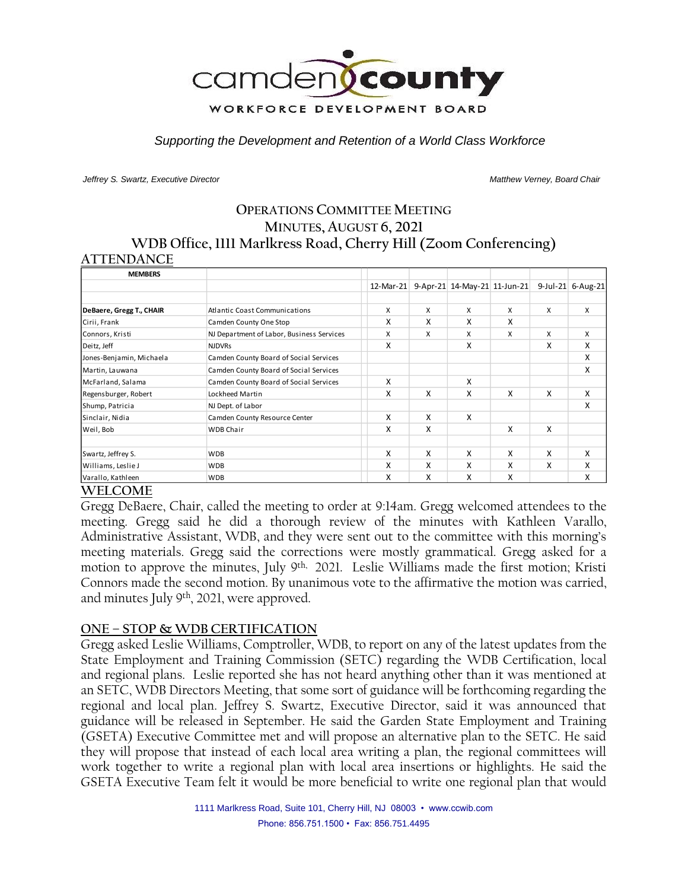camden county

WORKFORCE DEVELOPMENT BOARD

*Supporting the Development and Retention of a World Class Workforce*

*Jeffrey S. Swartz, Executive Director* *Matthew Verney, Board Chair*

# OPERATIONS COMMITTEE MEETING
# MINUTES, AUGUST 6, 2021
# WDB Office, 1111 Marlkress Road, Cherry Hill (Zoom Conferencing)

## ATTENDANCE

| MEMBERS | | 12-Mar-21 | 9-Apr-21 | 14-May-21 | 11-Jun-21 | 9-Jul-21 | 6-Aug-21 |
|---|---|---|---|---|---|---|---|
| **DeBaere, Gregg T., CHAIR** | Atlantic Coast Communications | X | X | X | X | X | X |
| Cirii, Frank | Camden County One Stop | X | X | X | X | | |
| Connors, Kristi | NJ Department of Labor, Business Services | X | X | X | X | X | X |
| Deitz, Jeff | NJDVRs | X | | X | | X | X |
| Jones-Benjamin, Michaela | Camden County Board of Social Services | | | | | | X |
| Martin, Lauwana | Camden County Board of Social Services | | | | | | X |
| McFarland, Salama | Camden County Board of Social Services | X | | X | | | |
| Regensburger, Robert | Lockheed Martin | X | X | X | X | X | X |
| Shump, Patricia | NJ Dept. of Labor | | | | | | X |
| Sinclair, Nidia | Camden County Resource Center | X | X | X | | | |
| Weil, Bob | WDB Chair | X | X | | X | X | |
| | | | | | | | |
| Swartz, Jeffrey S. | WDB | X | X | X | X | X | X |
| Williams, Leslie J | WDB | X | X | X | X | X | X |
| Varallo, Kathleen | WDB | X | X | X | X | | X |

## WELCOME

Gregg DeBaere, Chair, called the meeting to order at 9:14am. Gregg welcomed attendees to the meeting. Gregg said he did a thorough review of the minutes with Kathleen Varallo, Administrative Assistant, WDB, and they were sent out to the committee with this morning's meeting materials. Gregg said the corrections were mostly grammatical. Gregg asked for a motion to approve the minutes, July 9th, 2021. Leslie Williams made the first motion; Kristi Connors made the second motion. By unanimous vote to the affirmative the motion was carried, and minutes July 9th, 2021, were approved.

## ONE – STOP & WDB CERTIFICATION

Gregg asked Leslie Williams, Comptroller, WDB, to report on any of the latest updates from the State Employment and Training Commission (SETC) regarding the WDB Certification, local and regional plans. Leslie reported she has not heard anything other than it was mentioned at an SETC, WDB Directors Meeting, that some sort of guidance will be forthcoming regarding the regional and local plan. Jeffrey S. Swartz, Executive Director, said it was announced that guidance will be released in September. He said the Garden State Employment and Training (GSETA) Executive Committee met and will propose an alternative plan to the SETC. He said they will propose that instead of each local area writing a plan, the regional committees will work together to write a regional plan with local area insertions or highlights. He said the GSETA Executive Team felt it would be more beneficial to write one regional plan that would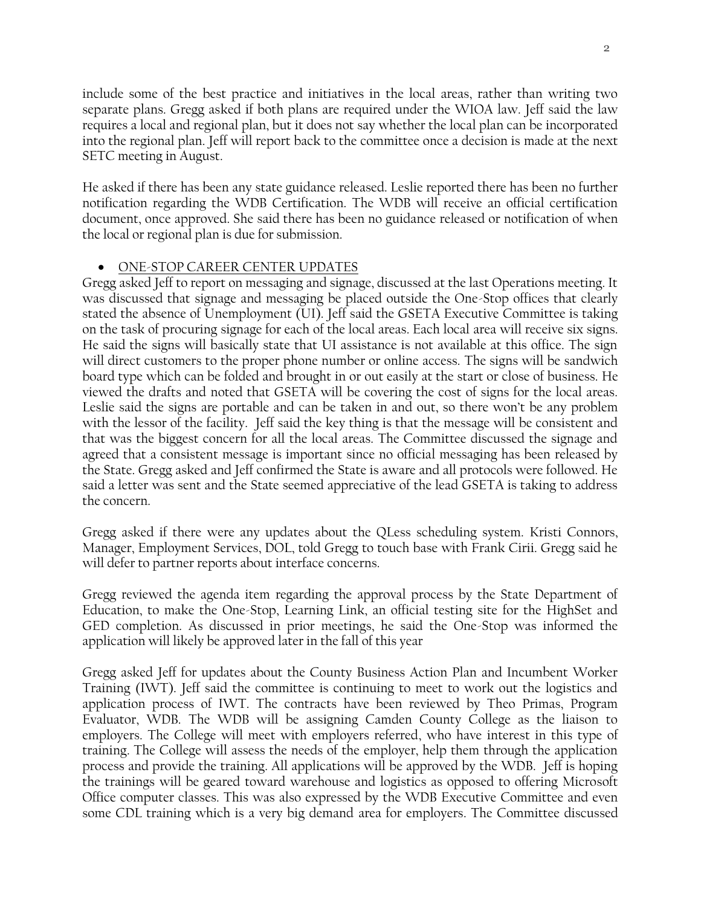include some of the best practice and initiatives in the local areas, rather than writing two separate plans. Gregg asked if both plans are required under the WIOA law. Jeff said the law requires a local and regional plan, but it does not say whether the local plan can be incorporated into the regional plan. Jeff will report back to the committee once a decision is made at the next SETC meeting in August.

He asked if there has been any state guidance released. Leslie reported there has been no further notification regarding the WDB Certification. The WDB will receive an official certification document, once approved. She said there has been no guidance released or notification of when the local or regional plan is due for submission.

- ONE-STOP CAREER CENTER UPDATES

Gregg asked Jeff to report on messaging and signage, discussed at the last Operations meeting. It was discussed that signage and messaging be placed outside the One-Stop offices that clearly stated the absence of Unemployment (UI). Jeff said the GSETA Executive Committee is taking on the task of procuring signage for each of the local areas. Each local area will receive six signs. He said the signs will basically state that UI assistance is not available at this office. The sign will direct customers to the proper phone number or online access. The signs will be sandwich board type which can be folded and brought in or out easily at the start or close of business. He viewed the drafts and noted that GSETA will be covering the cost of signs for the local areas. Leslie said the signs are portable and can be taken in and out, so there won't be any problem with the lessor of the facility. Jeff said the key thing is that the message will be consistent and that was the biggest concern for all the local areas. The Committee discussed the signage and agreed that a consistent message is important since no official messaging has been released by the State. Gregg asked and Jeff confirmed the State is aware and all protocols were followed. He said a letter was sent and the State seemed appreciative of the lead GSETA is taking to address the concern.

Gregg asked if there were any updates about the QLess scheduling system. Kristi Connors, Manager, Employment Services, DOL, told Gregg to touch base with Frank Cirii. Gregg said he will defer to partner reports about interface concerns.

Gregg reviewed the agenda item regarding the approval process by the State Department of Education, to make the One-Stop, Learning Link, an official testing site for the HighSet and GED completion. As discussed in prior meetings, he said the One-Stop was informed the application will likely be approved later in the fall of this year

Gregg asked Jeff for updates about the County Business Action Plan and Incumbent Worker Training (IWT). Jeff said the committee is continuing to meet to work out the logistics and application process of IWT. The contracts have been reviewed by Theo Primas, Program Evaluator, WDB. The WDB will be assigning Camden County College as the liaison to employers. The College will meet with employers referred, who have interest in this type of training. The College will assess the needs of the employer, help them through the application process and provide the training. All applications will be approved by the WDB. Jeff is hoping the trainings will be geared toward warehouse and logistics as opposed to offering Microsoft Office computer classes. This was also expressed by the WDB Executive Committee and even some CDL training which is a very big demand area for employers. The Committee discussed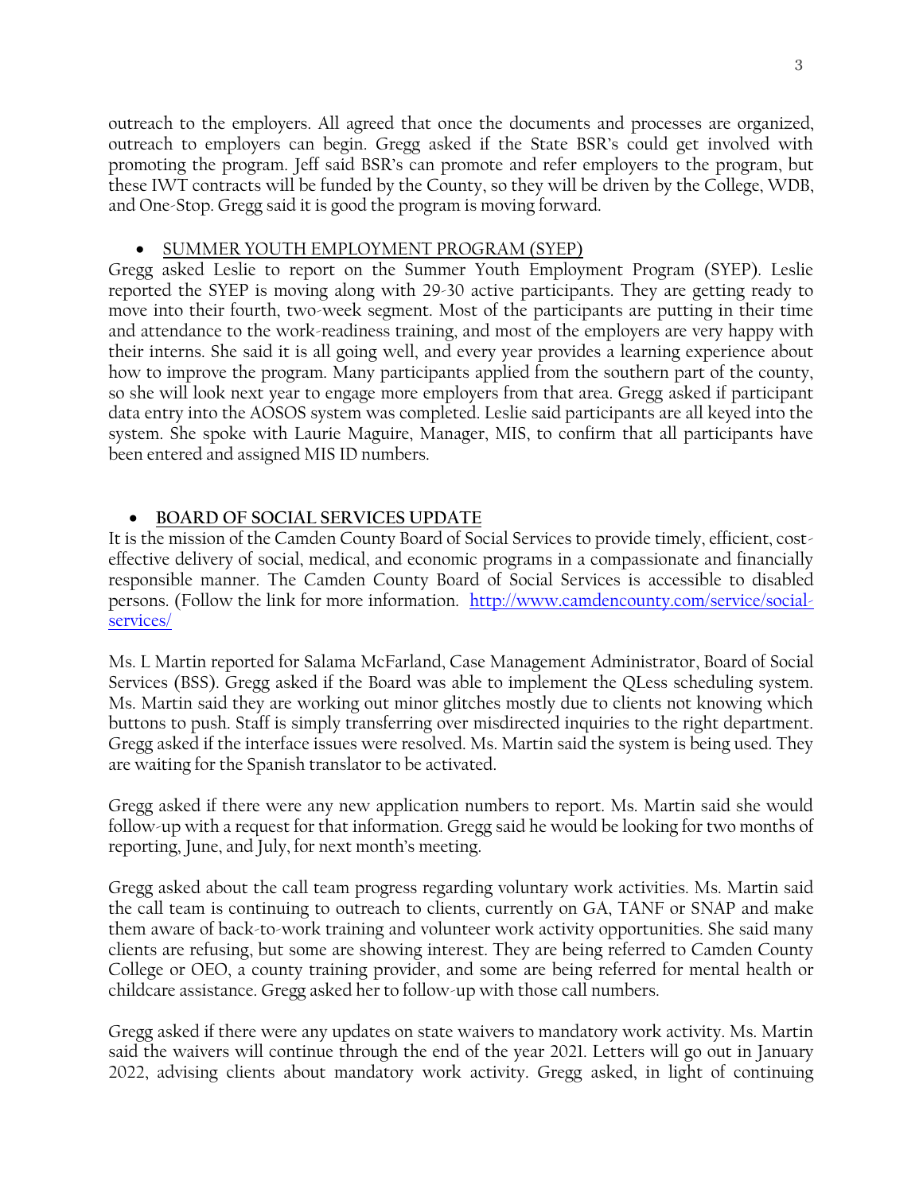outreach to the employers. All agreed that once the documents and processes are organized, outreach to employers can begin. Gregg asked if the State BSR's could get involved with promoting the program. Jeff said BSR's can promote and refer employers to the program, but these IWT contracts will be funded by the County, so they will be driven by the College, WDB, and One-Stop. Gregg said it is good the program is moving forward.

- <u>SUMMER YOUTH EMPLOYMENT PROGRAM (SYEP)</u>

Gregg asked Leslie to report on the Summer Youth Employment Program (SYEP). Leslie reported the SYEP is moving along with 29-30 active participants. They are getting ready to move into their fourth, two-week segment. Most of the participants are putting in their time and attendance to the work-readiness training, and most of the employers are very happy with their interns. She said it is all going well, and every year provides a learning experience about how to improve the program. Many participants applied from the southern part of the county, so she will look next year to engage more employers from that area. Gregg asked if participant data entry into the AOSOS system was completed. Leslie said participants are all keyed into the system. She spoke with Laurie Maguire, Manager, MIS, to confirm that all participants have been entered and assigned MIS ID numbers.

- **<u>BOARD OF SOCIAL SERVICES UPDATE</u>**

It is the mission of the Camden County Board of Social Services to provide timely, efficient, cost-effective delivery of social, medical, and economic programs in a compassionate and financially responsible manner. The Camden County Board of Social Services is accessible to disabled persons. (Follow the link for more information. [http://www.camdencounty.com/service/social-services/](http://www.camdencounty.com/service/social-services/)

Ms. L Martin reported for Salama McFarland, Case Management Administrator, Board of Social Services (BSS). Gregg asked if the Board was able to implement the QLess scheduling system. Ms. Martin said they are working out minor glitches mostly due to clients not knowing which buttons to push. Staff is simply transferring over misdirected inquiries to the right department. Gregg asked if the interface issues were resolved. Ms. Martin said the system is being used. They are waiting for the Spanish translator to be activated.

Gregg asked if there were any new application numbers to report. Ms. Martin said she would follow-up with a request for that information. Gregg said he would be looking for two months of reporting, June, and July, for next month's meeting.

Gregg asked about the call team progress regarding voluntary work activities. Ms. Martin said the call team is continuing to outreach to clients, currently on GA, TANF or SNAP and make them aware of back-to-work training and volunteer work activity opportunities. She said many clients are refusing, but some are showing interest. They are being referred to Camden County College or OEO, a county training provider, and some are being referred for mental health or childcare assistance. Gregg asked her to follow-up with those call numbers.

Gregg asked if there were any updates on state waivers to mandatory work activity. Ms. Martin said the waivers will continue through the end of the year 2021. Letters will go out in January 2022, advising clients about mandatory work activity. Gregg asked, in light of continuing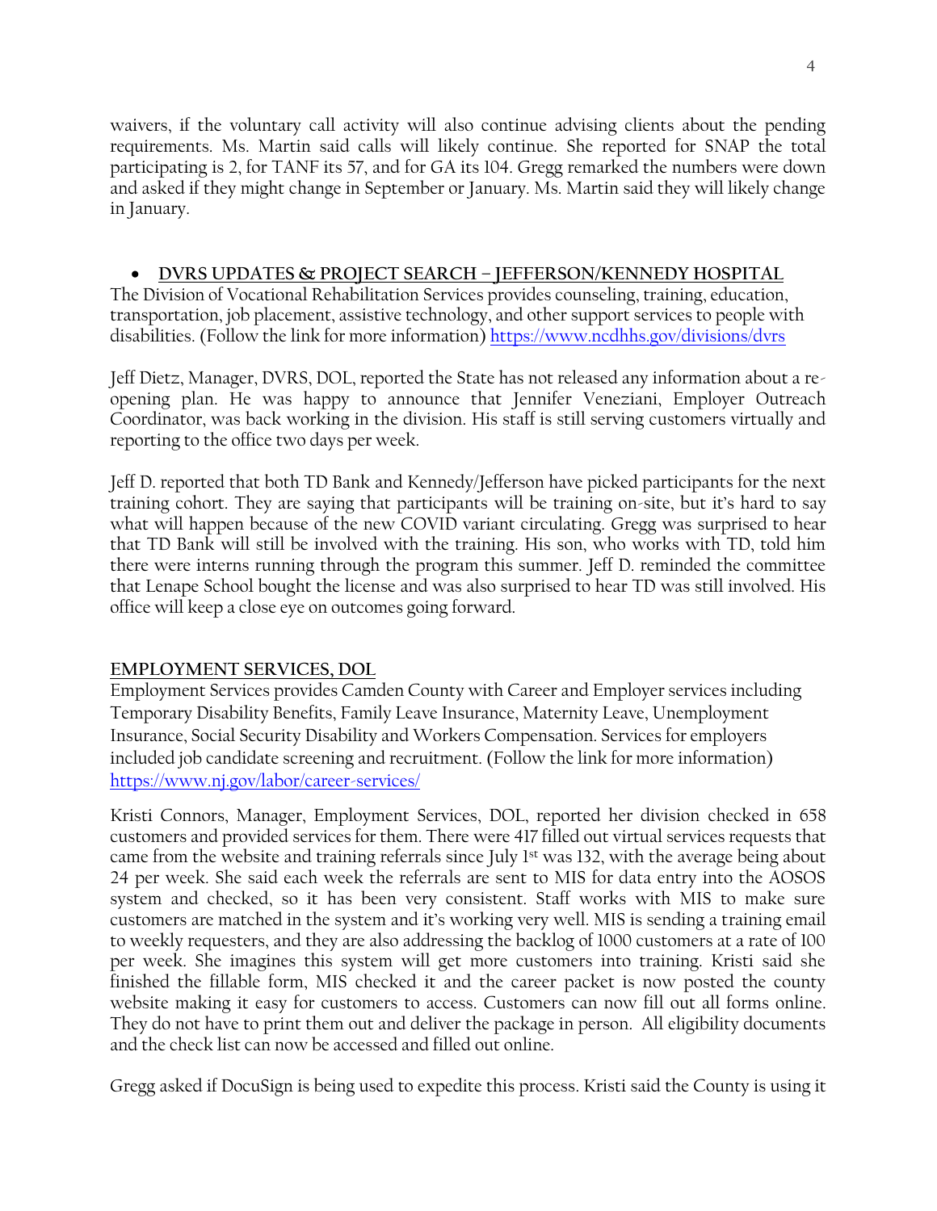waivers, if the voluntary call activity will also continue advising clients about the pending requirements. Ms. Martin said calls will likely continue. She reported for SNAP the total participating is 2, for TANF its 57, and for GA its 104. Gregg remarked the numbers were down and asked if they might change in September or January. Ms. Martin said they will likely change in January.

- **DVRS UPDATES & PROJECT SEARCH – JEFFERSON/KENNEDY HOSPITAL**

The Division of Vocational Rehabilitation Services provides counseling, training, education, transportation, job placement, assistive technology, and other support services to people with disabilities. (Follow the link for more information) https://www.ncdhhs.gov/divisions/dvrs

Jeff Dietz, Manager, DVRS, DOL, reported the State has not released any information about a re-opening plan. He was happy to announce that Jennifer Veneziani, Employer Outreach Coordinator, was back working in the division. His staff is still serving customers virtually and reporting to the office two days per week.

Jeff D. reported that both TD Bank and Kennedy/Jefferson have picked participants for the next training cohort. They are saying that participants will be training on-site, but it's hard to say what will happen because of the new COVID variant circulating. Gregg was surprised to hear that TD Bank will still be involved with the training. His son, who works with TD, told him there were interns running through the program this summer. Jeff D. reminded the committee that Lenape School bought the license and was also surprised to hear TD was still involved. His office will keep a close eye on outcomes going forward.

## EMPLOYMENT SERVICES, DOL

Employment Services provides Camden County with Career and Employer services including Temporary Disability Benefits, Family Leave Insurance, Maternity Leave, Unemployment Insurance, Social Security Disability and Workers Compensation. Services for employers included job candidate screening and recruitment. (Follow the link for more information) https://www.nj.gov/labor/career-services/

Kristi Connors, Manager, Employment Services, DOL, reported her division checked in 658 customers and provided services for them. There were 417 filled out virtual services requests that came from the website and training referrals since July 1st was 132, with the average being about 24 per week. She said each week the referrals are sent to MIS for data entry into the AOSOS system and checked, so it has been very consistent. Staff works with MIS to make sure customers are matched in the system and it's working very well. MIS is sending a training email to weekly requesters, and they are also addressing the backlog of 1000 customers at a rate of 100 per week. She imagines this system will get more customers into training. Kristi said she finished the fillable form, MIS checked it and the career packet is now posted the county website making it easy for customers to access. Customers can now fill out all forms online. They do not have to print them out and deliver the package in person. All eligibility documents and the check list can now be accessed and filled out online.

Gregg asked if DocuSign is being used to expedite this process. Kristi said the County is using it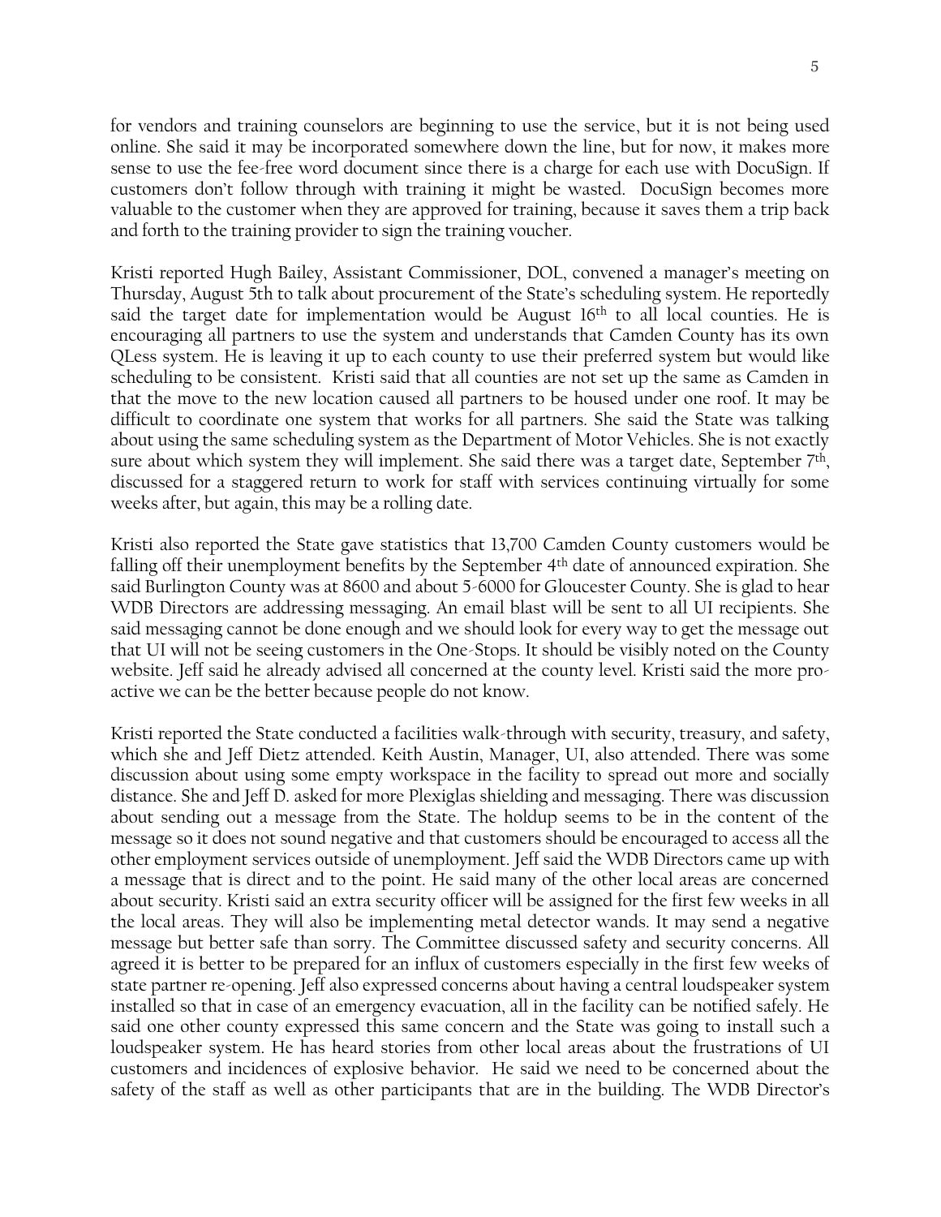for vendors and training counselors are beginning to use the service, but it is not being used online. She said it may be incorporated somewhere down the line, but for now, it makes more sense to use the fee-free word document since there is a charge for each use with DocuSign. If customers don't follow through with training it might be wasted. DocuSign becomes more valuable to the customer when they are approved for training, because it saves them a trip back and forth to the training provider to sign the training voucher.

Kristi reported Hugh Bailey, Assistant Commissioner, DOL, convened a manager's meeting on Thursday, August 5th to talk about procurement of the State's scheduling system. He reportedly said the target date for implementation would be August 16th to all local counties. He is encouraging all partners to use the system and understands that Camden County has its own QLess system. He is leaving it up to each county to use their preferred system but would like scheduling to be consistent. Kristi said that all counties are not set up the same as Camden in that the move to the new location caused all partners to be housed under one roof. It may be difficult to coordinate one system that works for all partners. She said the State was talking about using the same scheduling system as the Department of Motor Vehicles. She is not exactly sure about which system they will implement. She said there was a target date, September 7th, discussed for a staggered return to work for staff with services continuing virtually for some weeks after, but again, this may be a rolling date.

Kristi also reported the State gave statistics that 13,700 Camden County customers would be falling off their unemployment benefits by the September 4th date of announced expiration. She said Burlington County was at 8600 and about 5-6000 for Gloucester County. She is glad to hear WDB Directors are addressing messaging. An email blast will be sent to all UI recipients. She said messaging cannot be done enough and we should look for every way to get the message out that UI will not be seeing customers in the One-Stops. It should be visibly noted on the County website. Jeff said he already advised all concerned at the county level. Kristi said the more pro-active we can be the better because people do not know.

Kristi reported the State conducted a facilities walk-through with security, treasury, and safety, which she and Jeff Dietz attended. Keith Austin, Manager, UI, also attended. There was some discussion about using some empty workspace in the facility to spread out more and socially distance. She and Jeff D. asked for more Plexiglas shielding and messaging. There was discussion about sending out a message from the State. The holdup seems to be in the content of the message so it does not sound negative and that customers should be encouraged to access all the other employment services outside of unemployment. Jeff said the WDB Directors came up with a message that is direct and to the point. He said many of the other local areas are concerned about security. Kristi said an extra security officer will be assigned for the first few weeks in all the local areas. They will also be implementing metal detector wands. It may send a negative message but better safe than sorry. The Committee discussed safety and security concerns. All agreed it is better to be prepared for an influx of customers especially in the first few weeks of state partner re-opening. Jeff also expressed concerns about having a central loudspeaker system installed so that in case of an emergency evacuation, all in the facility can be notified safely. He said one other county expressed this same concern and the State was going to install such a loudspeaker system. He has heard stories from other local areas about the frustrations of UI customers and incidences of explosive behavior. He said we need to be concerned about the safety of the staff as well as other participants that are in the building. The WDB Director's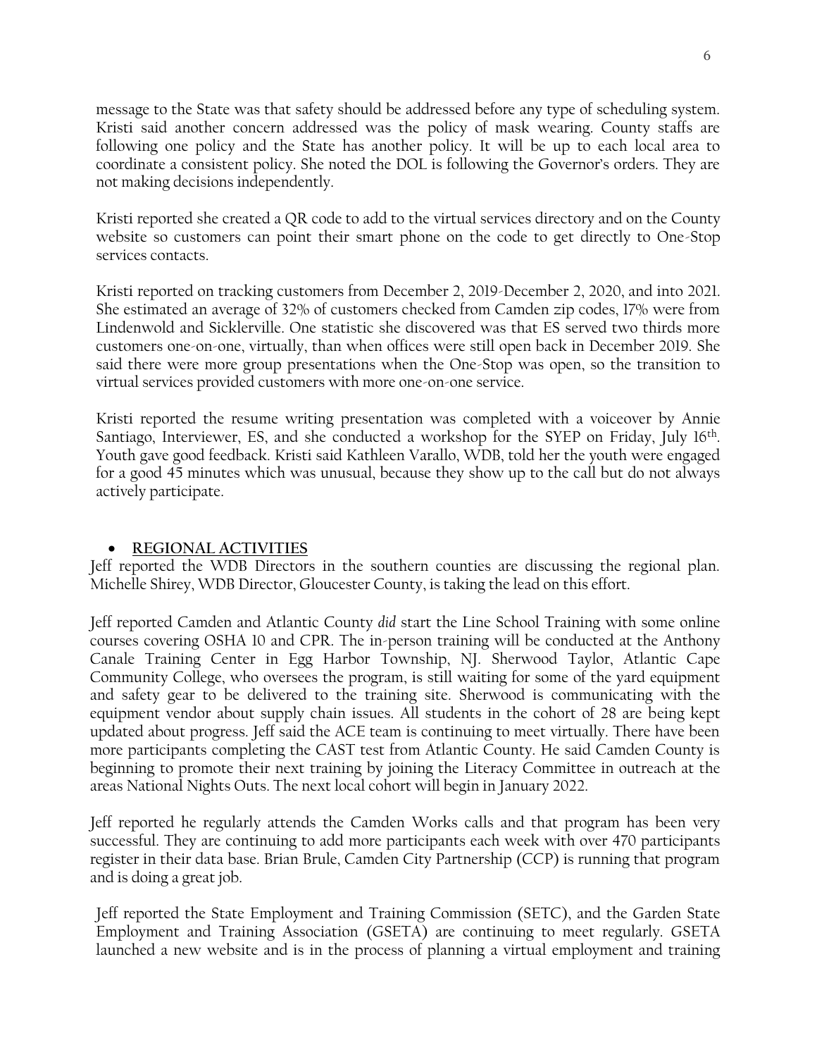message to the State was that safety should be addressed before any type of scheduling system. Kristi said another concern addressed was the policy of mask wearing. County staffs are following one policy and the State has another policy. It will be up to each local area to coordinate a consistent policy. She noted the DOL is following the Governor's orders. They are not making decisions independently.

Kristi reported she created a QR code to add to the virtual services directory and on the County website so customers can point their smart phone on the code to get directly to One-Stop services contacts.

Kristi reported on tracking customers from December 2, 2019-December 2, 2020, and into 2021. She estimated an average of 32% of customers checked from Camden zip codes, 17% were from Lindenwold and Sicklerville. One statistic she discovered was that ES served two thirds more customers one-on-one, virtually, than when offices were still open back in December 2019. She said there were more group presentations when the One-Stop was open, so the transition to virtual services provided customers with more one-on-one service.

Kristi reported the resume writing presentation was completed with a voiceover by Annie Santiago, Interviewer, ES, and she conducted a workshop for the SYEP on Friday, July 16th. Youth gave good feedback. Kristi said Kathleen Varallo, WDB, told her the youth were engaged for a good 45 minutes which was unusual, because they show up to the call but do not always actively participate.

- **REGIONAL ACTIVITIES**

Jeff reported the WDB Directors in the southern counties are discussing the regional plan. Michelle Shirey, WDB Director, Gloucester County, is taking the lead on this effort.

Jeff reported Camden and Atlantic County *did* start the Line School Training with some online courses covering OSHA 10 and CPR. The in-person training will be conducted at the Anthony Canale Training Center in Egg Harbor Township, NJ. Sherwood Taylor, Atlantic Cape Community College, who oversees the program, is still waiting for some of the yard equipment and safety gear to be delivered to the training site. Sherwood is communicating with the equipment vendor about supply chain issues. All students in the cohort of 28 are being kept updated about progress. Jeff said the ACE team is continuing to meet virtually. There have been more participants completing the CAST test from Atlantic County. He said Camden County is beginning to promote their next training by joining the Literacy Committee in outreach at the areas National Nights Outs. The next local cohort will begin in January 2022.

Jeff reported he regularly attends the Camden Works calls and that program has been very successful. They are continuing to add more participants each week with over 470 participants register in their data base. Brian Brule, Camden City Partnership (CCP) is running that program and is doing a great job.

Jeff reported the State Employment and Training Commission (SETC), and the Garden State Employment and Training Association (GSETA) are continuing to meet regularly. GSETA launched a new website and is in the process of planning a virtual employment and training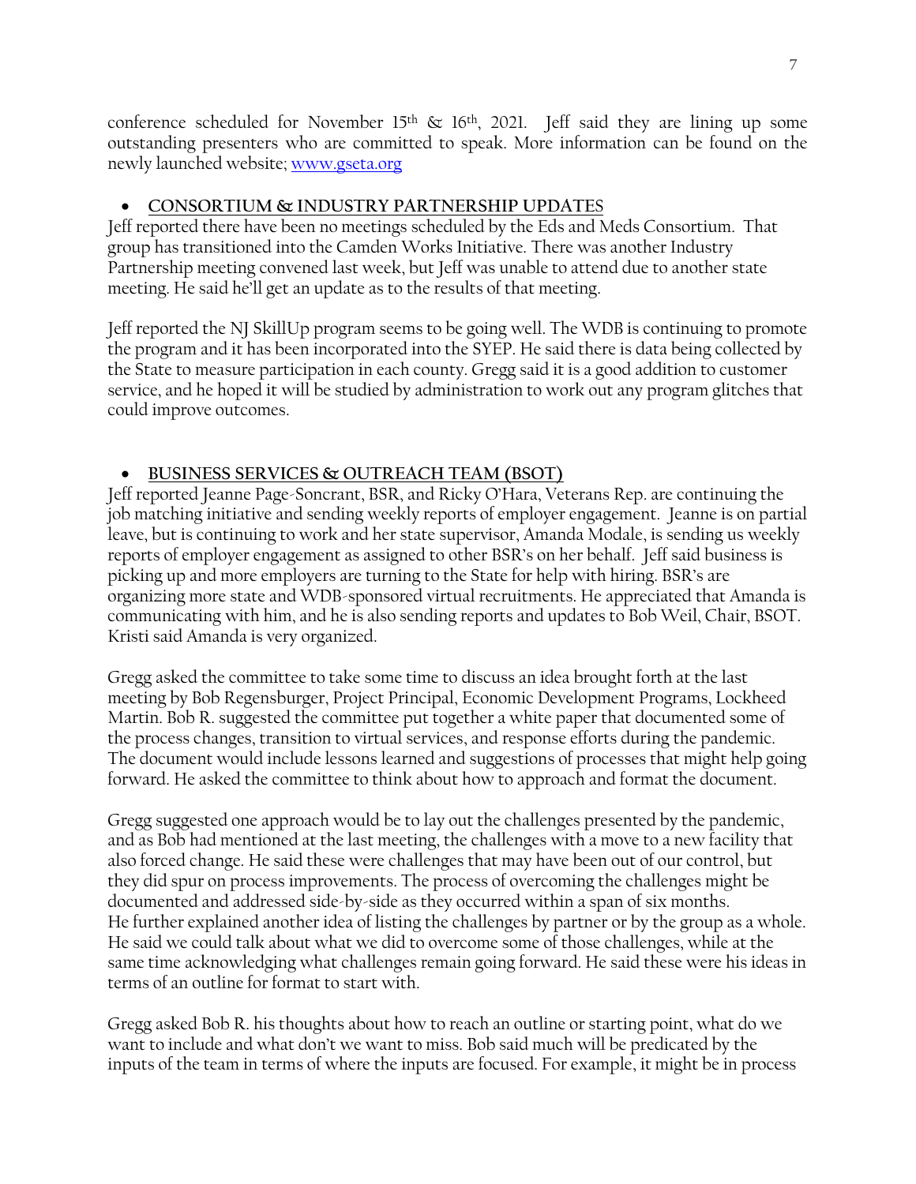conference scheduled for November 15th & 16th, 2021. Jeff said they are lining up some outstanding presenters who are committed to speak. More information can be found on the newly launched website; www.gseta.org

- **CONSORTIUM & INDUSTRY PARTNERSHIP UPDATES**

Jeff reported there have been no meetings scheduled by the Eds and Meds Consortium. That group has transitioned into the Camden Works Initiative. There was another Industry Partnership meeting convened last week, but Jeff was unable to attend due to another state meeting. He said he'll get an update as to the results of that meeting.

Jeff reported the NJ SkillUp program seems to be going well. The WDB is continuing to promote the program and it has been incorporated into the SYEP. He said there is data being collected by the State to measure participation in each county. Gregg said it is a good addition to customer service, and he hoped it will be studied by administration to work out any program glitches that could improve outcomes.

- **BUSINESS SERVICES & OUTREACH TEAM (BSOT)**

Jeff reported Jeanne Page-Soncrant, BSR, and Ricky O'Hara, Veterans Rep. are continuing the job matching initiative and sending weekly reports of employer engagement. Jeanne is on partial leave, but is continuing to work and her state supervisor, Amanda Modale, is sending us weekly reports of employer engagement as assigned to other BSR's on her behalf. Jeff said business is picking up and more employers are turning to the State for help with hiring. BSR's are organizing more state and WDB-sponsored virtual recruitments. He appreciated that Amanda is communicating with him, and he is also sending reports and updates to Bob Weil, Chair, BSOT. Kristi said Amanda is very organized.

Gregg asked the committee to take some time to discuss an idea brought forth at the last meeting by Bob Regensburger, Project Principal, Economic Development Programs, Lockheed Martin. Bob R. suggested the committee put together a white paper that documented some of the process changes, transition to virtual services, and response efforts during the pandemic. The document would include lessons learned and suggestions of processes that might help going forward. He asked the committee to think about how to approach and format the document.

Gregg suggested one approach would be to lay out the challenges presented by the pandemic, and as Bob had mentioned at the last meeting, the challenges with a move to a new facility that also forced change. He said these were challenges that may have been out of our control, but they did spur on process improvements. The process of overcoming the challenges might be documented and addressed side-by-side as they occurred within a span of six months. He further explained another idea of listing the challenges by partner or by the group as a whole. He said we could talk about what we did to overcome some of those challenges, while at the same time acknowledging what challenges remain going forward. He said these were his ideas in terms of an outline for format to start with.

Gregg asked Bob R. his thoughts about how to reach an outline or starting point, what do we want to include and what don't we want to miss. Bob said much will be predicated by the inputs of the team in terms of where the inputs are focused. For example, it might be in process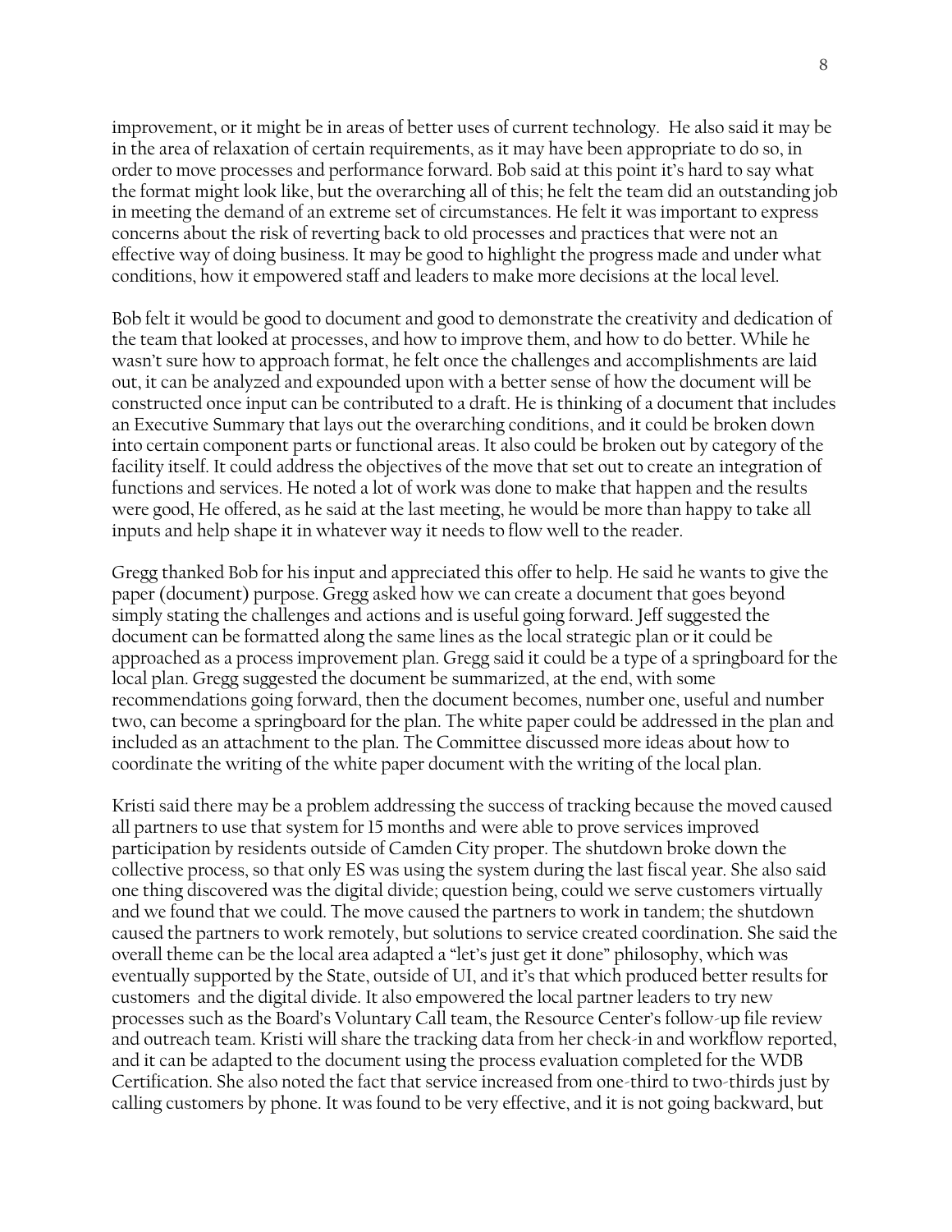improvement, or it might be in areas of better uses of current technology. He also said it may be in the area of relaxation of certain requirements, as it may have been appropriate to do so, in order to move processes and performance forward. Bob said at this point it's hard to say what the format might look like, but the overarching all of this; he felt the team did an outstanding job in meeting the demand of an extreme set of circumstances. He felt it was important to express concerns about the risk of reverting back to old processes and practices that were not an effective way of doing business. It may be good to highlight the progress made and under what conditions, how it empowered staff and leaders to make more decisions at the local level.

Bob felt it would be good to document and good to demonstrate the creativity and dedication of the team that looked at processes, and how to improve them, and how to do better. While he wasn't sure how to approach format, he felt once the challenges and accomplishments are laid out, it can be analyzed and expounded upon with a better sense of how the document will be constructed once input can be contributed to a draft. He is thinking of a document that includes an Executive Summary that lays out the overarching conditions, and it could be broken down into certain component parts or functional areas. It also could be broken out by category of the facility itself. It could address the objectives of the move that set out to create an integration of functions and services. He noted a lot of work was done to make that happen and the results were good, He offered, as he said at the last meeting, he would be more than happy to take all inputs and help shape it in whatever way it needs to flow well to the reader.

Gregg thanked Bob for his input and appreciated this offer to help. He said he wants to give the paper (document) purpose. Gregg asked how we can create a document that goes beyond simply stating the challenges and actions and is useful going forward. Jeff suggested the document can be formatted along the same lines as the local strategic plan or it could be approached as a process improvement plan. Gregg said it could be a type of a springboard for the local plan. Gregg suggested the document be summarized, at the end, with some recommendations going forward, then the document becomes, number one, useful and number two, can become a springboard for the plan. The white paper could be addressed in the plan and included as an attachment to the plan. The Committee discussed more ideas about how to coordinate the writing of the white paper document with the writing of the local plan.

Kristi said there may be a problem addressing the success of tracking because the moved caused all partners to use that system for 15 months and were able to prove services improved participation by residents outside of Camden City proper. The shutdown broke down the collective process, so that only ES was using the system during the last fiscal year. She also said one thing discovered was the digital divide; question being, could we serve customers virtually and we found that we could. The move caused the partners to work in tandem; the shutdown caused the partners to work remotely, but solutions to service created coordination. She said the overall theme can be the local area adapted a "let's just get it done" philosophy, which was eventually supported by the State, outside of UI, and it's that which produced better results for customers and the digital divide. It also empowered the local partner leaders to try new processes such as the Board's Voluntary Call team, the Resource Center's follow-up file review and outreach team. Kristi will share the tracking data from her check-in and workflow reported, and it can be adapted to the document using the process evaluation completed for the WDB Certification. She also noted the fact that service increased from one-third to two-thirds just by calling customers by phone. It was found to be very effective, and it is not going backward, but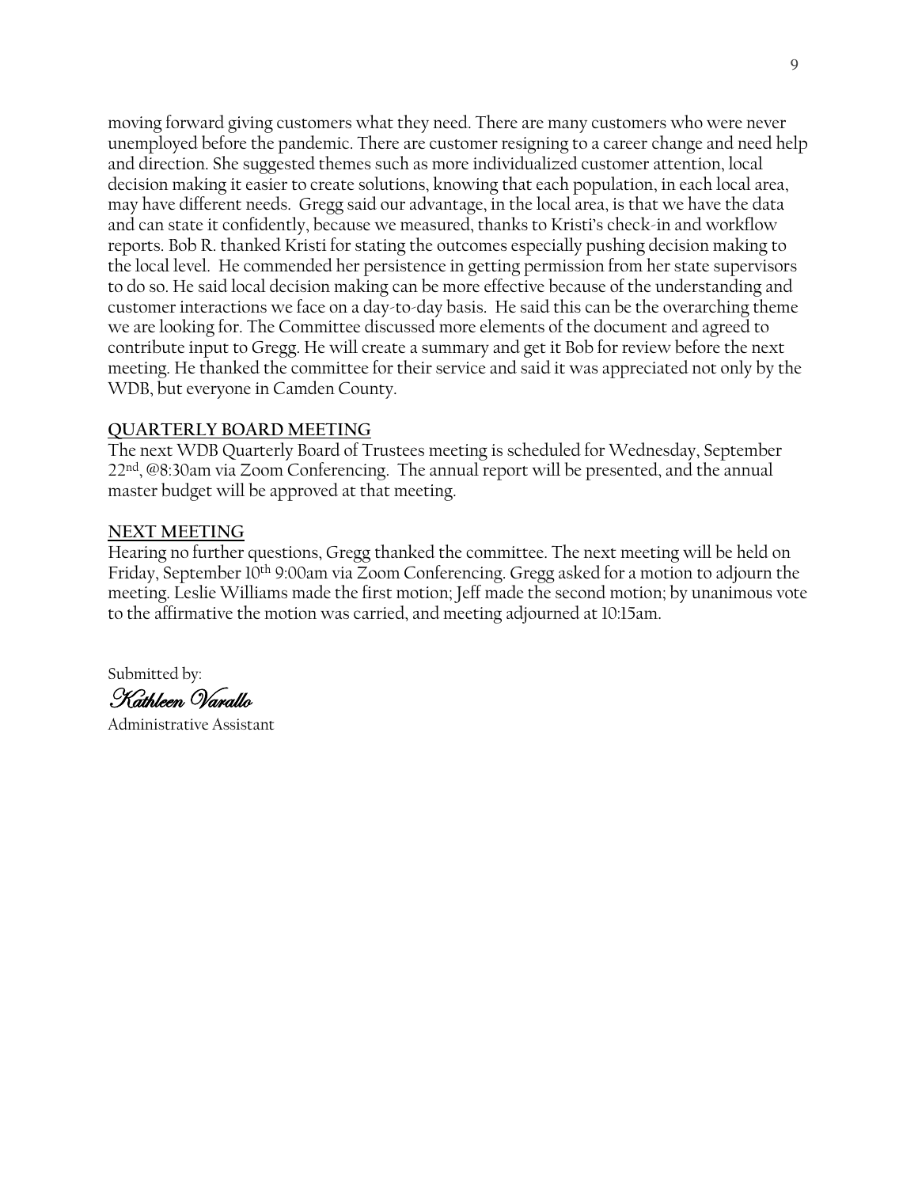moving forward giving customers what they need. There are many customers who were never unemployed before the pandemic. There are customer resigning to a career change and need help and direction. She suggested themes such as more individualized customer attention, local decision making it easier to create solutions, knowing that each population, in each local area, may have different needs. Gregg said our advantage, in the local area, is that we have the data and can state it confidently, because we measured, thanks to Kristi's check-in and workflow reports. Bob R. thanked Kristi for stating the outcomes especially pushing decision making to the local level. He commended her persistence in getting permission from her state supervisors to do so. He said local decision making can be more effective because of the understanding and customer interactions we face on a day-to-day basis. He said this can be the overarching theme we are looking for. The Committee discussed more elements of the document and agreed to contribute input to Gregg. He will create a summary and get it Bob for review before the next meeting. He thanked the committee for their service and said it was appreciated not only by the WDB, but everyone in Camden County.

## QUARTERLY BOARD MEETING

The next WDB Quarterly Board of Trustees meeting is scheduled for Wednesday, September 22nd, @8:30am via Zoom Conferencing. The annual report will be presented, and the annual master budget will be approved at that meeting.

## NEXT MEETING

Hearing no further questions, Gregg thanked the committee. The next meeting will be held on Friday, September 10th 9:00am via Zoom Conferencing. Gregg asked for a motion to adjourn the meeting. Leslie Williams made the first motion; Jeff made the second motion; by unanimous vote to the affirmative the motion was carried, and meeting adjourned at 10:15am.

Submitted by:

*Kathleen Varallo*

Administrative Assistant